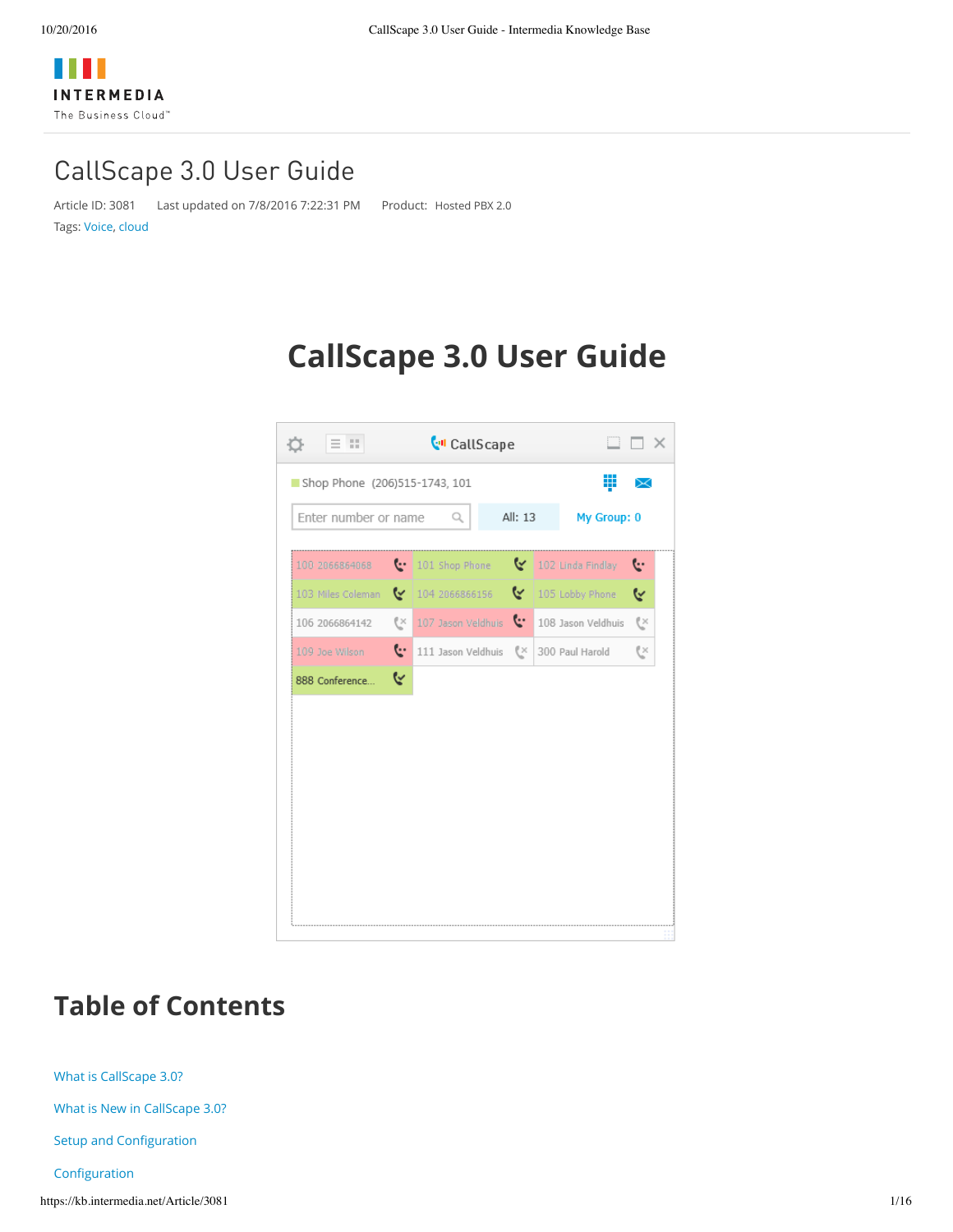# CallScape 3.0 User Guide

Article ID: 3081 Last updated on 7/8/2016 7:22:31 PM Product: Hosted PBX 2.0

Tags: Voice, cloud

# CallScape 3.0 User Guide

## Table of Contents

What is CallScape 3.0?

What is New in CallScape 3.0?

Setup and Configuration

Configuration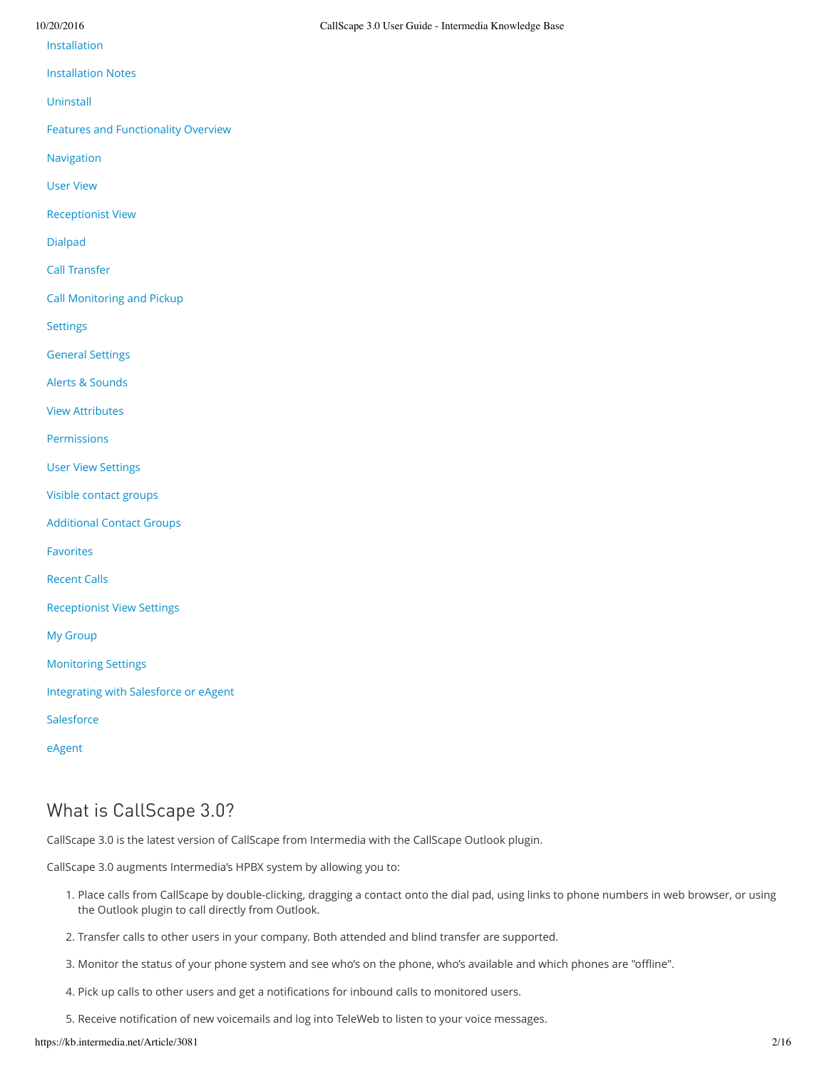- Installation
- Installation Notes
- Uninstall
- Features and Functionality Overview
- Navigation
- User View
- Receptionist View
- Dialpad
- Call Transfer
- Call Monitoring and Pickup
- Settings
- General Settings
- Alerts & Sounds
- View Attributes
- Permissions
- User View Settings
- Visible contact groups
- Additional Contact Groups
- Favorites
- Recent Calls
- Receptionist View Settings
- My Group
- Monitoring Settings
- Integrating with Salesforce or eAgent
- Salesforce
- eAgent

## What is CallScape 3.0?

CallScape 3.0 is the latest version of CallScape from Intermedia with the CallScape Outlook plugin.

CallScape 3.0 augments Intermedia's HPBX system by allowing you to:

1. Place calls from CallScape by double-clicking, dragging a contact onto the dial pad, using links to phone numbers in web browser, or using the Outlook plugin to call directly from Outlook.
2. Transfer calls to other users in your company. Both attended and blind transfer are supported.
3. Monitor the status of your phone system and see who's on the phone, who's available and which phones are "offline".
4. Pick up calls to other users and get a notifications for inbound calls to monitored users.
5. Receive notification of new voicemails and log into TeleWeb to listen to your voice messages.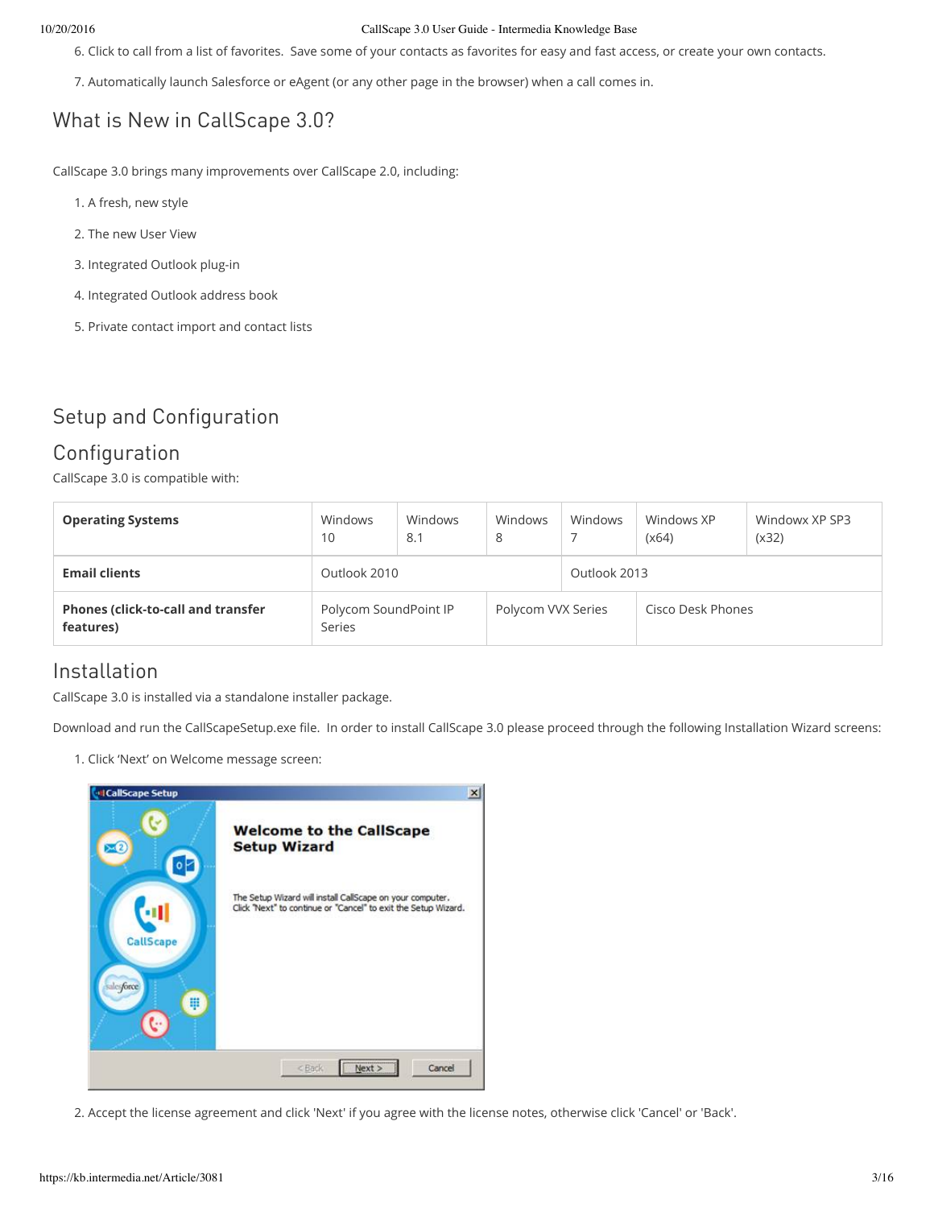6. Click to call from a list of favorites. Save some of your contacts as favorites for easy and fast access, or create your own contacts.

7. Automatically launch Salesforce or eAgent (or any other page in the browser) when a call comes in.

## What is New in CallScape 3.0?

CallScape 3.0 brings many improvements over CallScape 2.0, including:

1. A fresh, new style
2. The new User View
3. Integrated Outlook plug-in
4. Integrated Outlook address book
5. Private contact import and contact lists

## Setup and Configuration

## Configuration

CallScape 3.0 is compatible with:

| **Operating Systems** | Windows 10 | Windows 8.1 | Windows 8 | Windows 7 | Windows XP (x64) | Windowx XP SP3 (x32) |
|---|---|---|---|---|---|---|
| **Email clients** | Outlook 2010 | | | Outlook 2013 | | |
| **Phones (click-to-call and transfer features)** | Polycom SoundPoint IP Series | | Polycom VVX Series | | Cisco Desk Phones | |

## Installation

CallScape 3.0 is installed via a standalone installer package.

Download and run the CallScapeSetup.exe file. In order to install CallScape 3.0 please proceed through the following Installation Wizard screens:

1. Click 'Next' on Welcome message screen:

2. Accept the license agreement and click 'Next' if you agree with the license notes, otherwise click 'Cancel' or 'Back'.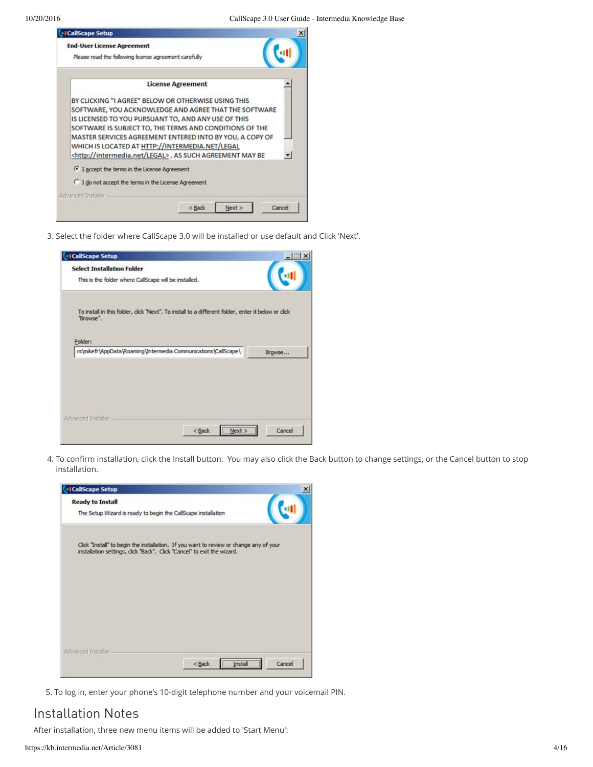3. Select the folder where CallScape 3.0 will be installed or use default and Click 'Next'.

4. To confirm installation, click the Install button.  You may also click the Back button to change settings, or the Cancel button to stop installation.

5. To log in, enter your phone's 10-digit telephone number and your voicemail PIN.

## Installation Notes

After installation, three new menu items will be added to 'Start Menu':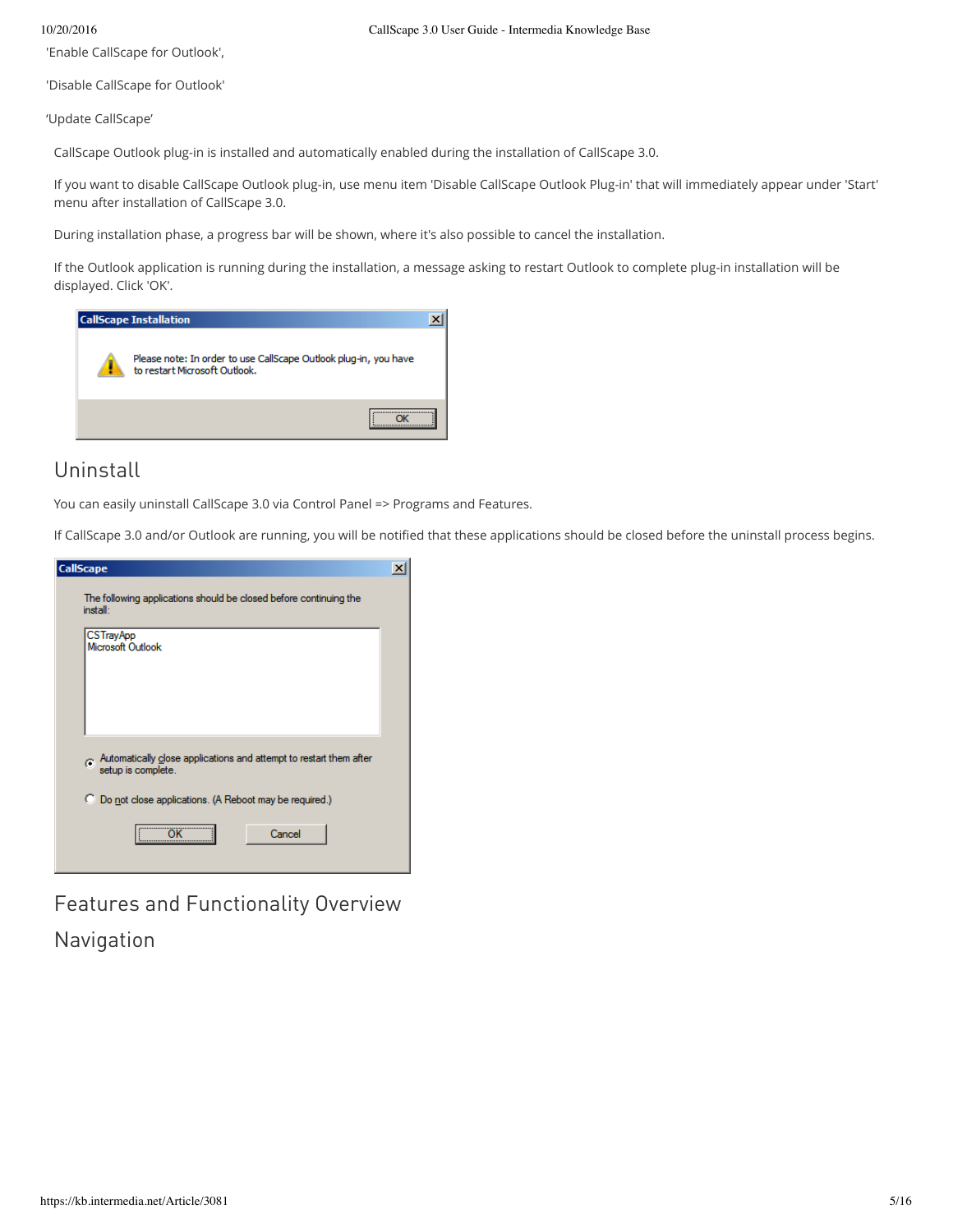'Enable CallScape for Outlook',

'Disable CallScape for Outlook'

'Update CallScape'

CallScape Outlook plug-in is installed and automatically enabled during the installation of CallScape 3.0.

If you want to disable CallScape Outlook plug-in, use menu item 'Disable CallScape Outlook Plug-in' that will immediately appear under 'Start' menu after installation of CallScape 3.0.

During installation phase, a progress bar will be shown, where it's also possible to cancel the installation.

If the Outlook application is running during the installation, a message asking to restart Outlook to complete plug-in installation will be displayed. Click 'OK'.

## Uninstall

You can easily uninstall CallScape 3.0 via Control Panel => Programs and Features.

If CallScape 3.0 and/or Outlook are running, you will be notified that these applications should be closed before the uninstall process begins.

## Features and Functionality Overview

## Navigation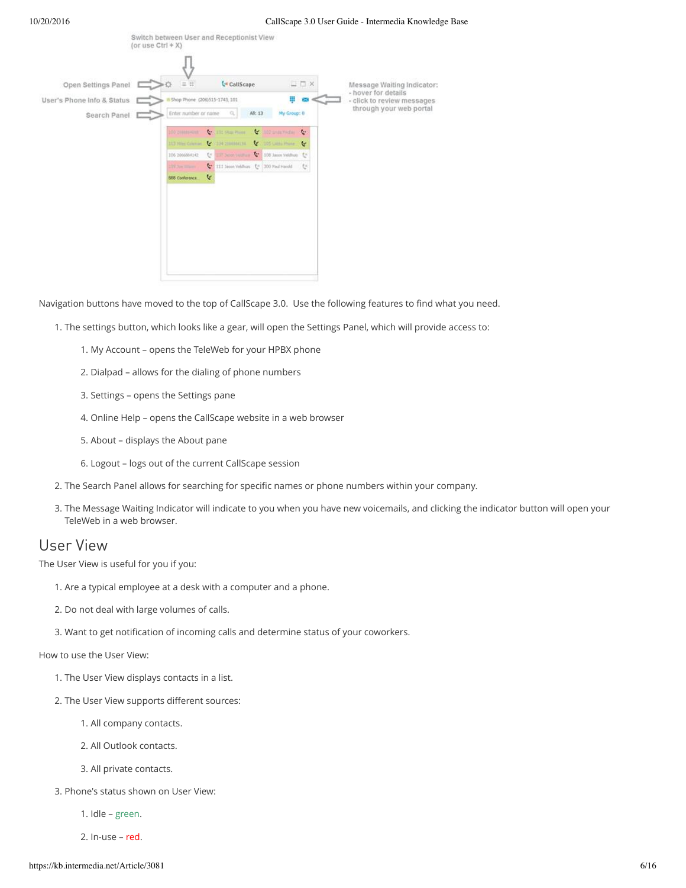Switch between User and Receptionist View (or use Ctrl + X)

Open Settings Panel

User's Phone Info & Status

Search Panel

Message Waiting Indicator:
- hover for details
- click to review messages through your web portal

Navigation buttons have moved to the top of CallScape 3.0. Use the following features to find what you need.

1. The settings button, which looks like a gear, will open the Settings Panel, which will provide access to:
    1. My Account – opens the TeleWeb for your HPBX phone
    2. Dialpad – allows for the dialing of phone numbers
    3. Settings – opens the Settings pane
    4. Online Help – opens the CallScape website in a web browser
    5. About – displays the About pane
    6. Logout – logs out of the current CallScape session
2. The Search Panel allows for searching for specific names or phone numbers within your company.
3. The Message Waiting Indicator will indicate to you when you have new voicemails, and clicking the indicator button will open your TeleWeb in a web browser.

## User View

The User View is useful for you if you:

1. Are a typical employee at a desk with a computer and a phone.
2. Do not deal with large volumes of calls.
3. Want to get notification of incoming calls and determine status of your coworkers.

How to use the User View:

1. The User View displays contacts in a list.
2. The User View supports different sources:
    1. All company contacts.
    2. All Outlook contacts.
    3. All private contacts.
3. Phone's status shown on User View:
    1. Idle – green.
    2. In-use – red.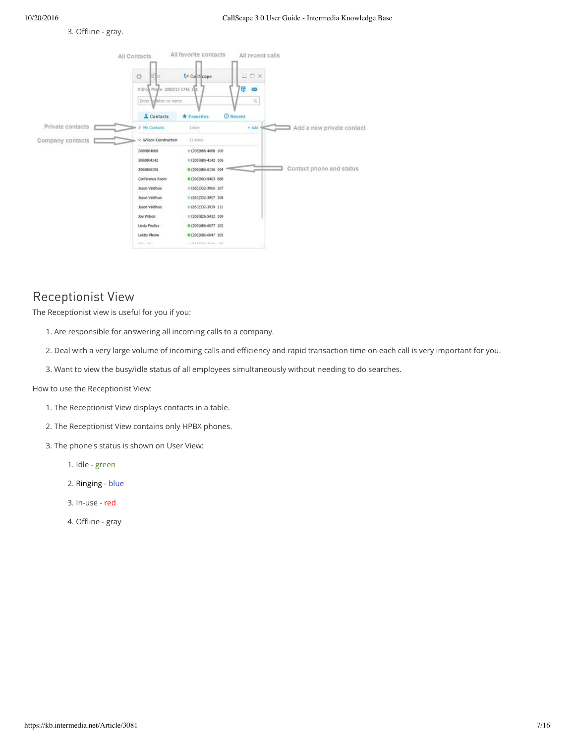3. Offline - gray.

## Receptionist View

The Receptionist view is useful for you if you:

1. Are responsible for answering all incoming calls to a company.
2. Deal with a very large volume of incoming calls and efficiency and rapid transaction time on each call is very important for you.
3. Want to view the busy/idle status of all employees simultaneously without needing to do searches.

How to use the Receptionist View:

1. The Receptionist View displays contacts in a table.
2. The Receptionist View contains only HPBX phones.
3. The phone's status is shown on User View:
   1. Idle - green
   2. Ringing - blue
   3. In-use - red
   4. Offline - gray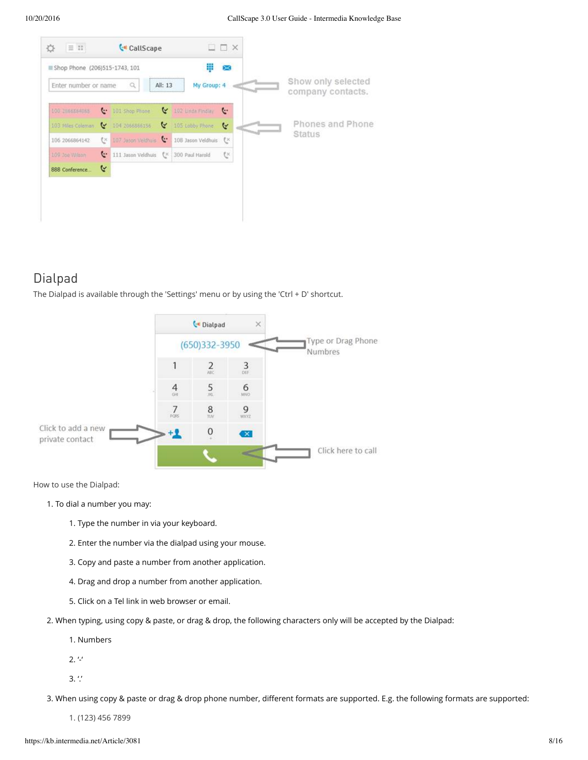## Dialpad

The Dialpad is available through the 'Settings' menu or by using the 'Ctrl + D' shortcut.

How to use the Dialpad:

1. To dial a number you may:
    1. Type the number in via your keyboard.
    2. Enter the number via the dialpad using your mouse.
    3. Copy and paste a number from another application.
    4. Drag and drop a number from another application.
    5. Click on a Tel link in web browser or email.
2. When typing, using copy & paste, or drag & drop, the following characters only will be accepted by the Dialpad:
    1. Numbers
    2. '-'
    3. '.'
3. When using copy & paste or drag & drop phone number, different formats are supported. E.g. the following formats are supported:
    1. (123) 456 7899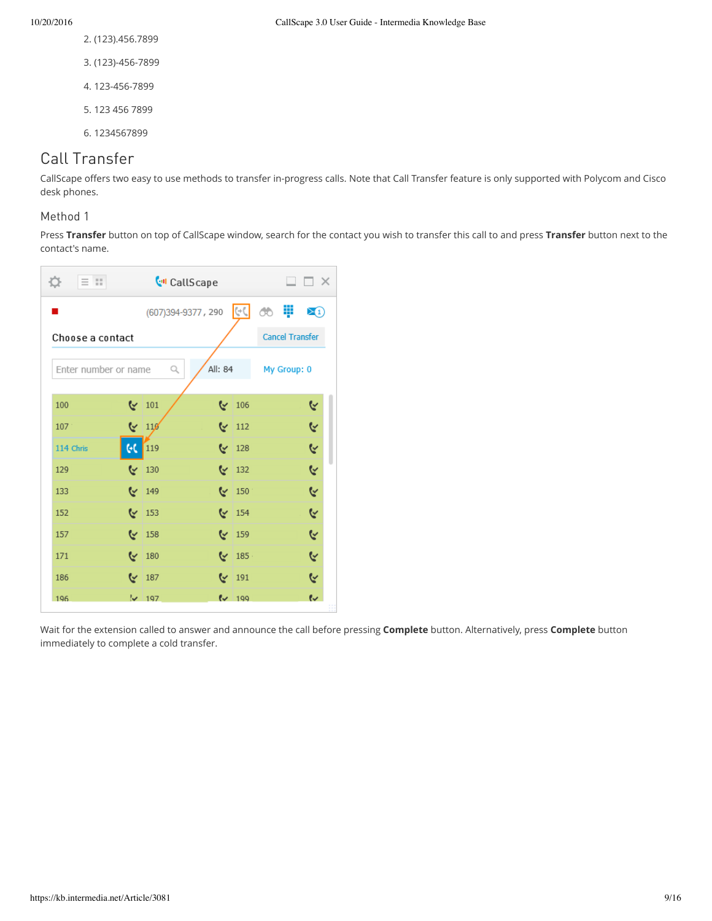2. (123).456.7899

3. (123)-456-7899

4. 123-456-7899

5. 123 456 7899

6. 1234567899

## Call Transfer

CallScape offers two easy to use methods to transfer in-progress calls. Note that Call Transfer feature is only supported with Polycom and Cisco desk phones.

### Method 1

Press **Transfer** button on top of CallScape window, search for the contact you wish to transfer this call to and press **Transfer** button next to the contact's name.

Wait for the extension called to answer and announce the call before pressing **Complete** button. Alternatively, press **Complete** button immediately to complete a cold transfer.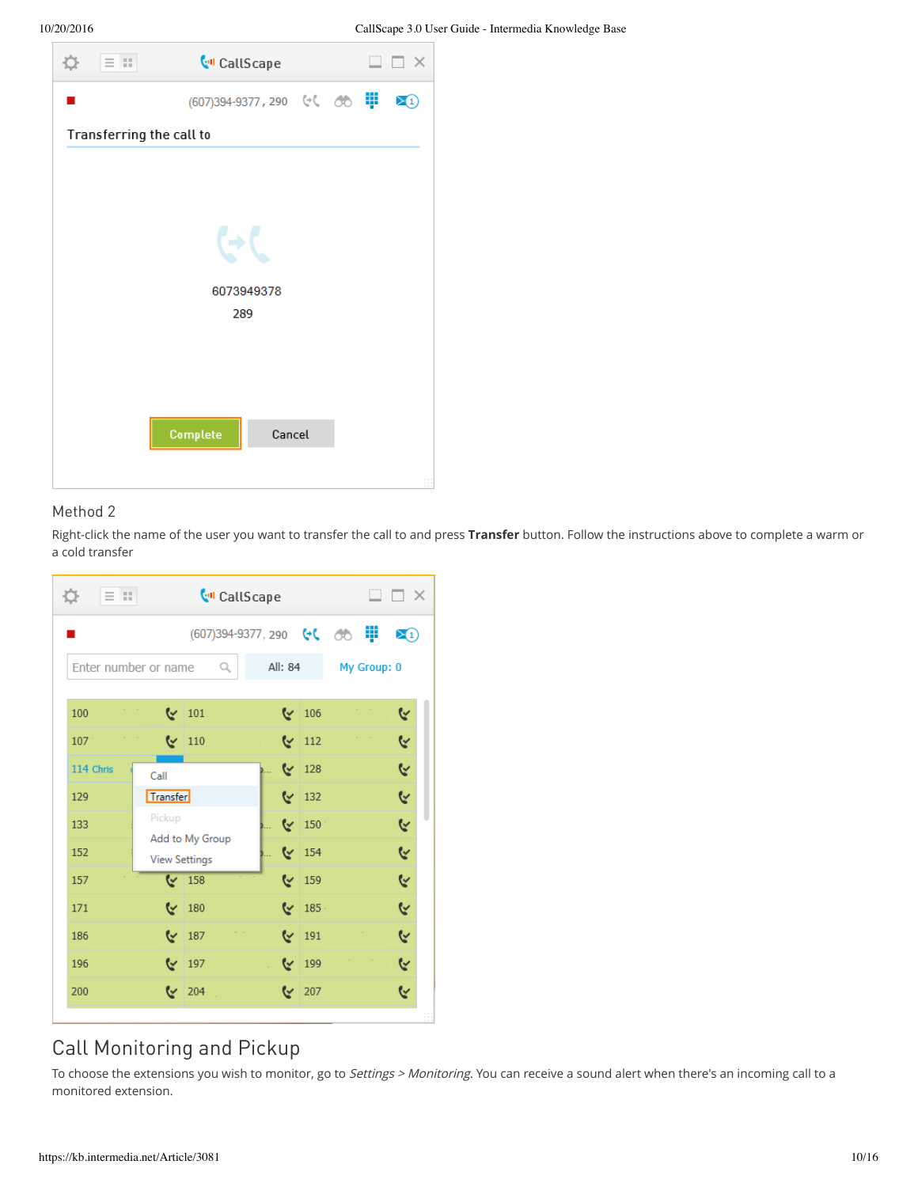## Method 2

Right-click the name of the user you want to transfer the call to and press **Transfer** button. Follow the instructions above to complete a warm or a cold transfer

# Call Monitoring and Pickup

To choose the extensions you wish to monitor, go to *Settings > Monitoring*. You can receive a sound alert when there's an incoming call to a monitored extension.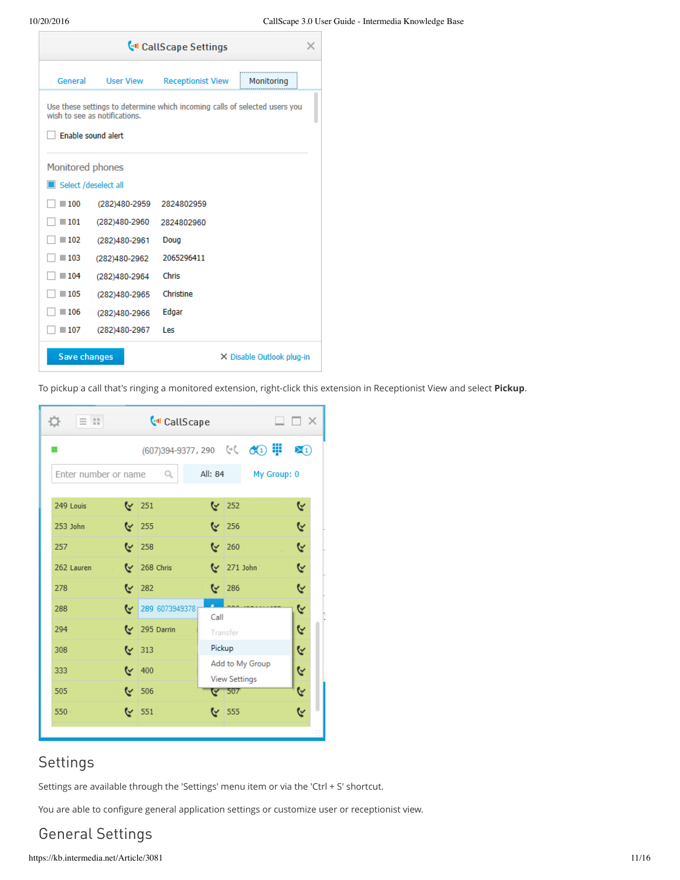To pickup a call that's ringing a monitored extension, right-click this extension in Receptionist View and select **Pickup**.

## Settings

Settings are available through the 'Settings' menu item or via the 'Ctrl + S' shortcut.

You are able to configure general application settings or customize user or receptionist view.

## General Settings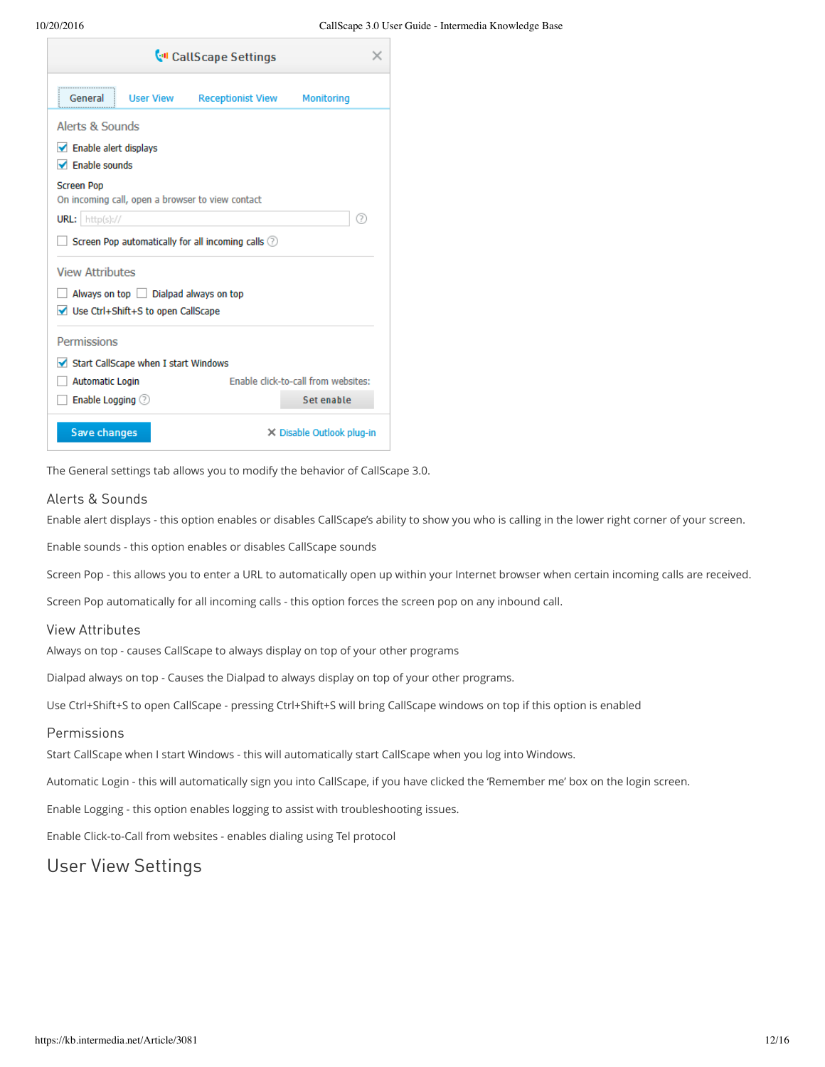The General settings tab allows you to modify the behavior of CallScape 3.0.

## Alerts & Sounds

Enable alert displays - this option enables or disables CallScape's ability to show you who is calling in the lower right corner of your screen.

Enable sounds - this option enables or disables CallScape sounds

Screen Pop - this allows you to enter a URL to automatically open up within your Internet browser when certain incoming calls are received.

Screen Pop automatically for all incoming calls - this option forces the screen pop on any inbound call.

## View Attributes

Always on top - causes CallScape to always display on top of your other programs

Dialpad always on top - Causes the Dialpad to always display on top of your other programs.

Use Ctrl+Shift+S to open CallScape - pressing Ctrl+Shift+S will bring CallScape windows on top if this option is enabled

## Permissions

Start CallScape when I start Windows - this will automatically start CallScape when you log into Windows.

Automatic Login - this will automatically sign you into CallScape, if you have clicked the 'Remember me' box on the login screen.

Enable Logging - this option enables logging to assist with troubleshooting issues.

Enable Click-to-Call from websites - enables dialing using Tel protocol

# User View Settings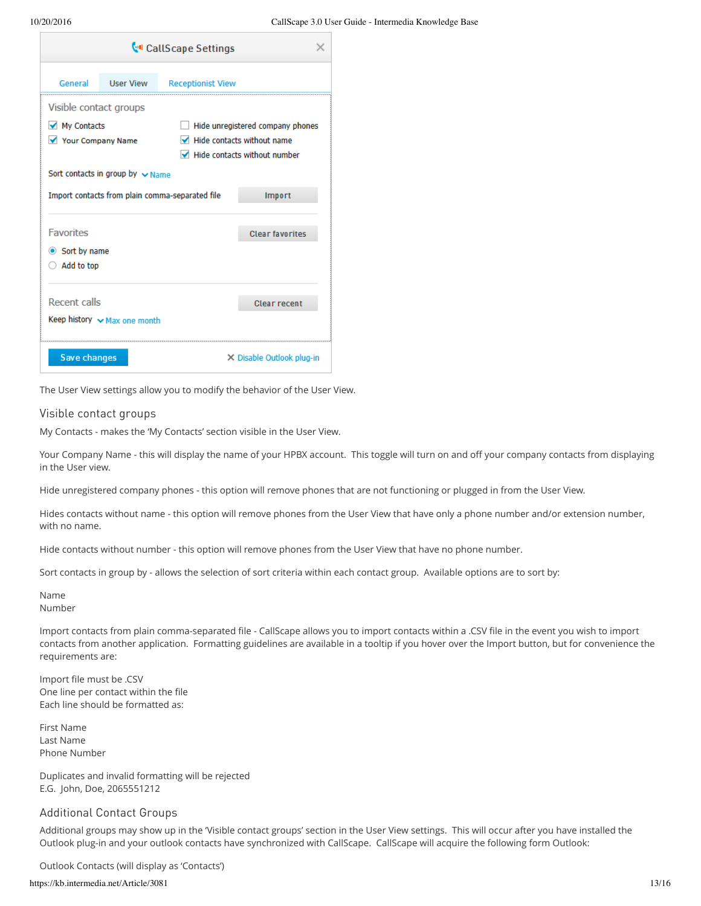The User View settings allow you to modify the behavior of the User View.

## Visible contact groups

My Contacts - makes the 'My Contacts' section visible in the User View.

Your Company Name - this will display the name of your HPBX account.  This toggle will turn on and off your company contacts from displaying in the User view.

Hide unregistered company phones - this option will remove phones that are not functioning or plugged in from the User View.

Hides contacts without name - this option will remove phones from the User View that have only a phone number and/or extension number, with no name.

Hide contacts without number - this option will remove phones from the User View that have no phone number.

Sort contacts in group by - allows the selection of sort criteria within each contact group.  Available options are to sort by:

Name
Number

Import contacts from plain comma-separated file - CallScape allows you to import contacts within a .CSV file in the event you wish to import contacts from another application.  Formatting guidelines are available in a tooltip if you hover over the Import button, but for convenience the requirements are:

Import file must be .CSV
One line per contact within the file
Each line should be formatted as:

First Name
Last Name
Phone Number

Duplicates and invalid formatting will be rejected
E.G.  John, Doe, 2065551212

## Additional Contact Groups

Additional groups may show up in the 'Visible contact groups' section in the User View settings.  This will occur after you have installed the Outlook plug-in and your outlook contacts have synchronized with CallScape.  CallScape will acquire the following form Outlook:

Outlook Contacts (will display as 'Contacts')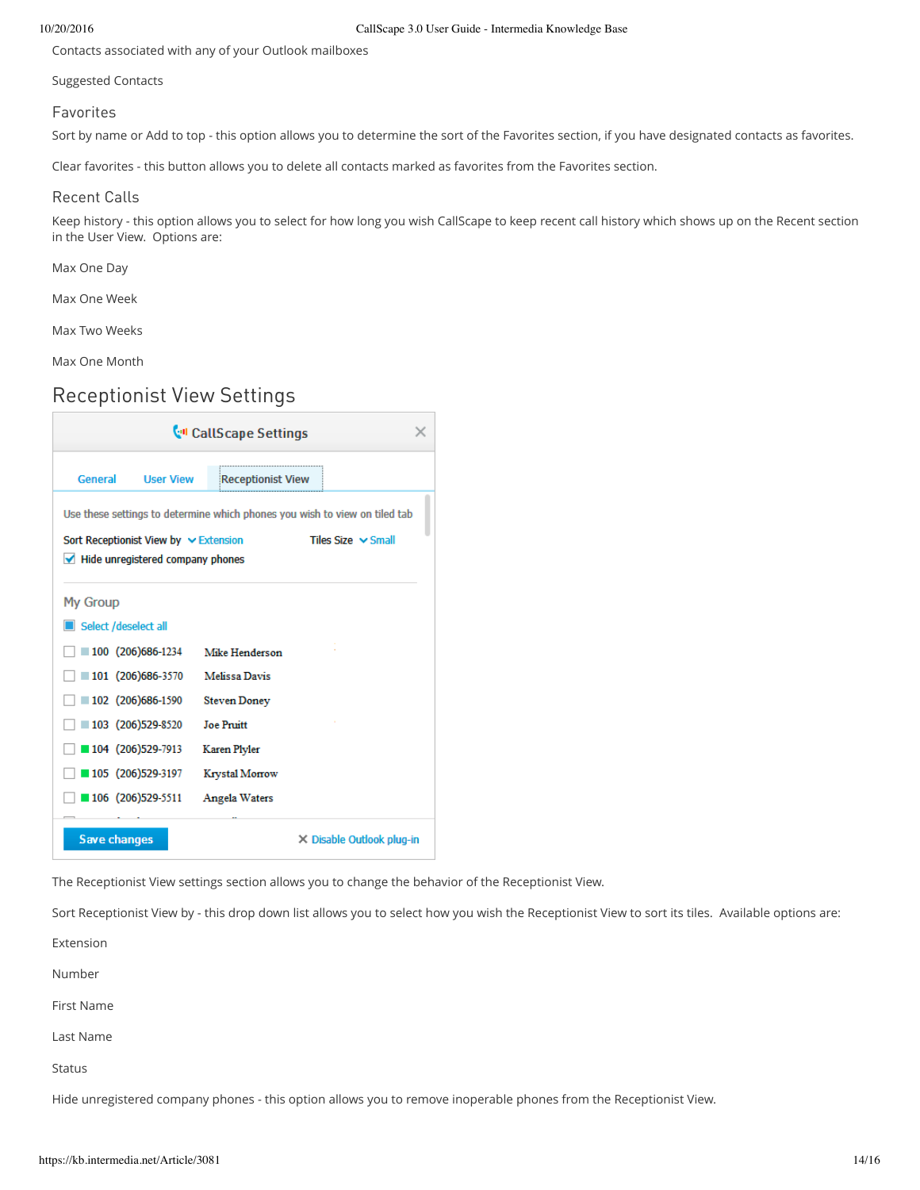Contacts associated with any of your Outlook mailboxes

Suggested Contacts

### Favorites

Sort by name or Add to top - this option allows you to determine the sort of the Favorites section, if you have designated contacts as favorites.

Clear favorites - this button allows you to delete all contacts marked as favorites from the Favorites section.

### Recent Calls

Keep history - this option allows you to select for how long you wish CallScape to keep recent call history which shows up on the Recent section in the User View.  Options are:

Max One Day

Max One Week

Max Two Weeks

Max One Month

## Receptionist View Settings

CallScape Settings

General | User View | Receptionist View

Use these settings to determine which phones you wish to view on tiled tab

Sort Receptionist View by: Extension    Tiles Size: Small

☑ Hide unregistered company phones

My Group

Select /deselect all

| | Ext | Number | Name |
|---|---|---|---|
| ☐ | 100 | (206)686-1234 | Mike Henderson |
| ☐ | 101 | (206)686-3570 | Melissa Davis |
| ☐ | 102 | (206)686-1590 | Steven Doney |
| ☐ | 103 | (206)529-8520 | Joe Pruitt |
| ☐ | 104 | (206)529-7913 | Karen Plyler |
| ☐ | 105 | (206)529-3197 | Krystal Morrow |
| ☐ | 106 | (206)529-5511 | Angela Waters |

Save changes    ✕ Disable Outlook plug-in

The Receptionist View settings section allows you to change the behavior of the Receptionist View.

Sort Receptionist View by - this drop down list allows you to select how you wish the Receptionist View to sort its tiles.  Available options are:

Extension

Number

First Name

Last Name

Status

Hide unregistered company phones - this option allows you to remove inoperable phones from the Receptionist View.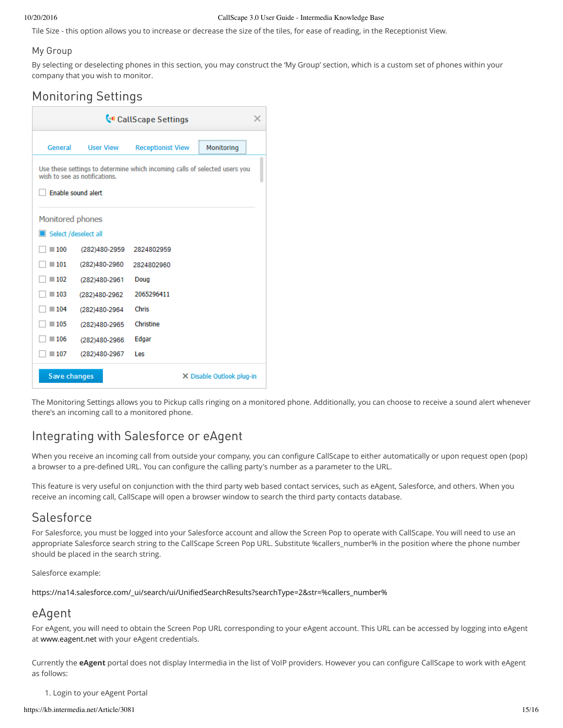Tile Size - this option allows you to increase or decrease the size of the tiles, for ease of reading, in the Receptionist View.

### My Group

By selecting or deselecting phones in this section, you may construct the 'My Group' section, which is a custom set of phones within your company that you wish to monitor.

## Monitoring Settings

The Monitoring Settings allows you to Pickup calls ringing on a monitored phone. Additionally, you can choose to receive a sound alert whenever there's an incoming call to a monitored phone.

## Integrating with Salesforce or eAgent

When you receive an incoming call from outside your company, you can configure CallScape to either automatically or upon request open (pop) a browser to a pre-defined URL. You can configure the calling party's number as a parameter to the URL.

This feature is very useful on conjunction with the third party web based contact services, such as eAgent, Salesforce, and others. When you receive an incoming call, CallScape will open a browser window to search the third party contacts database.

## Salesforce

For Salesforce, you must be logged into your Salesforce account and allow the Screen Pop to operate with CallScape. You will need to use an appropriate Salesforce search string to the CallScape Screen Pop URL. Substitute %callers_number% in the position where the phone number should be placed in the search string.

Salesforce example:

https://na14.salesforce.com/_ui/search/ui/UnifiedSearchResults?searchType=2&str=%callers_number%

## eAgent

For eAgent, you will need to obtain the Screen Pop URL corresponding to your eAgent account. This URL can be accessed by logging into eAgent at www.eagent.net with your eAgent credentials.

Currently the **eAgent** portal does not display Intermedia in the list of VoIP providers. However you can configure CallScape to work with eAgent as follows:

1. Login to your eAgent Portal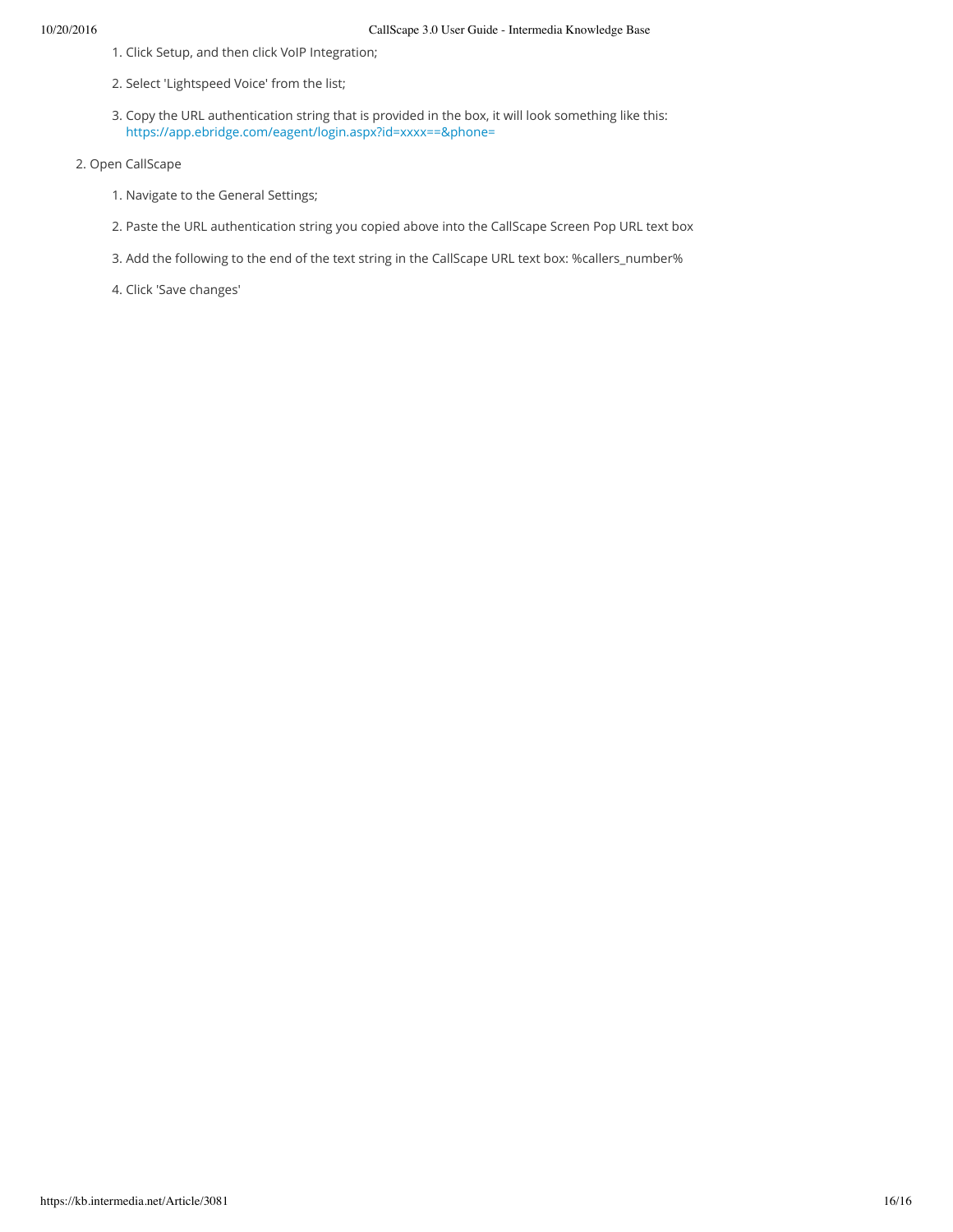1. Click Setup, and then click VoIP Integration;
2. Select 'Lightspeed Voice' from the list;
3. Copy the URL authentication string that is provided in the box, it will look something like this: https://app.ebridge.com/eagent/login.aspx?id=xxxx==&phone=

2. Open CallScape

    1. Navigate to the General Settings;
    2. Paste the URL authentication string you copied above into the CallScape Screen Pop URL text box
    3. Add the following to the end of the text string in the CallScape URL text box: %callers_number%
    4. Click 'Save changes'